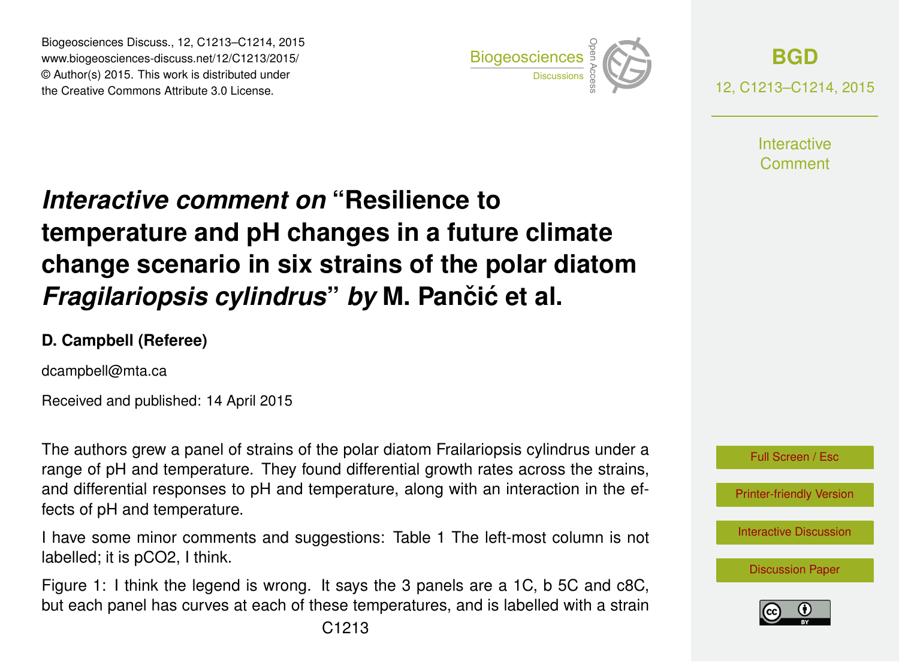Biogeosciences Discuss., 12, C1213–C1214, 2015
www.biogeosciences-discuss.net/12/C1213/2015/
© Author(s) 2015. This work is distributed under
the Creative Commons Attribute 3.0 License.

# *Interactive comment on* "Resilience to temperature and pH changes in a future climate change scenario in six strains of the polar diatom *Fragilariopsis cylindrus*" *by* M. Pančić et al.

**D. Campbell (Referee)**

dcampbell@mta.ca

Received and published: 14 April 2015

The authors grew a panel of strains of the polar diatom Frailariopsis cylindrus under a range of pH and temperature. They found differential growth rates across the strains, and differential responses to pH and temperature, along with an interaction in the effects of pH and temperature.

I have some minor comments and suggestions: Table 1 The left-most column is not labelled; it is pCO2, I think.

Figure 1: I think the legend is wrong. It says the 3 panels are a 1C, b 5C and c8C, but each panel has curves at each of these temperatures, and is labelled with a strain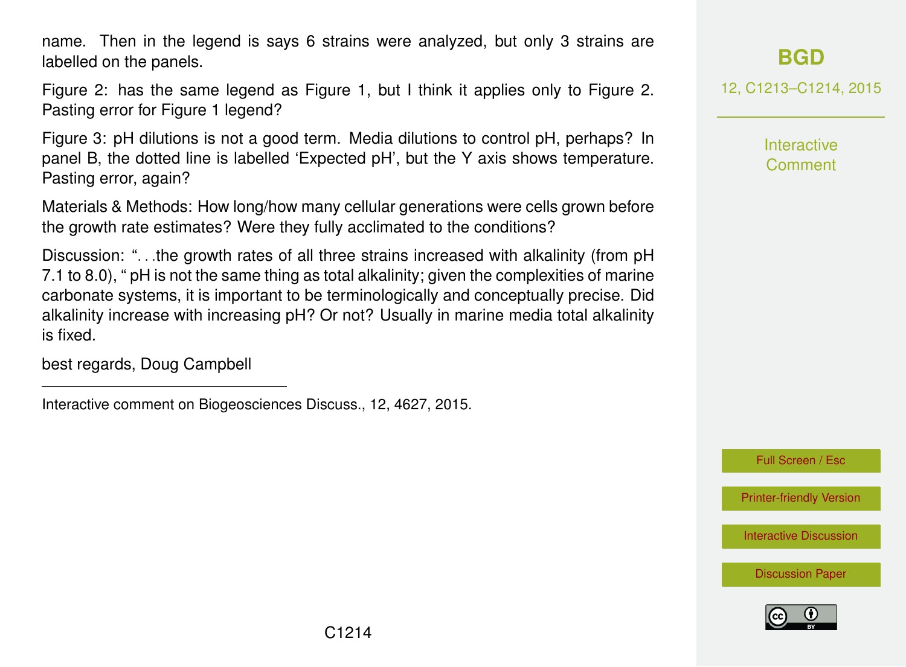name. Then in the legend is says 6 strains were analyzed, but only 3 strains are labelled on the panels.

Figure 2: has the same legend as Figure 1, but I think it applies only to Figure 2. Pasting error for Figure 1 legend?

Figure 3: pH dilutions is not a good term. Media dilutions to control pH, perhaps? In panel B, the dotted line is labelled 'Expected pH', but the Y axis shows temperature. Pasting error, again?

Materials & Methods: How long/how many cellular generations were cells grown before the growth rate estimates? Were they fully acclimated to the conditions?

Discussion: "...the growth rates of all three strains increased with alkalinity (from pH 7.1 to 8.0), " pH is not the same thing as total alkalinity; given the complexities of marine carbonate systems, it is important to be terminologically and conceptually precise. Did alkalinity increase with increasing pH? Or not? Usually in marine media total alkalinity is fixed.

best regards, Doug Campbell

---

Interactive comment on Biogeosciences Discuss., 12, 4627, 2015.